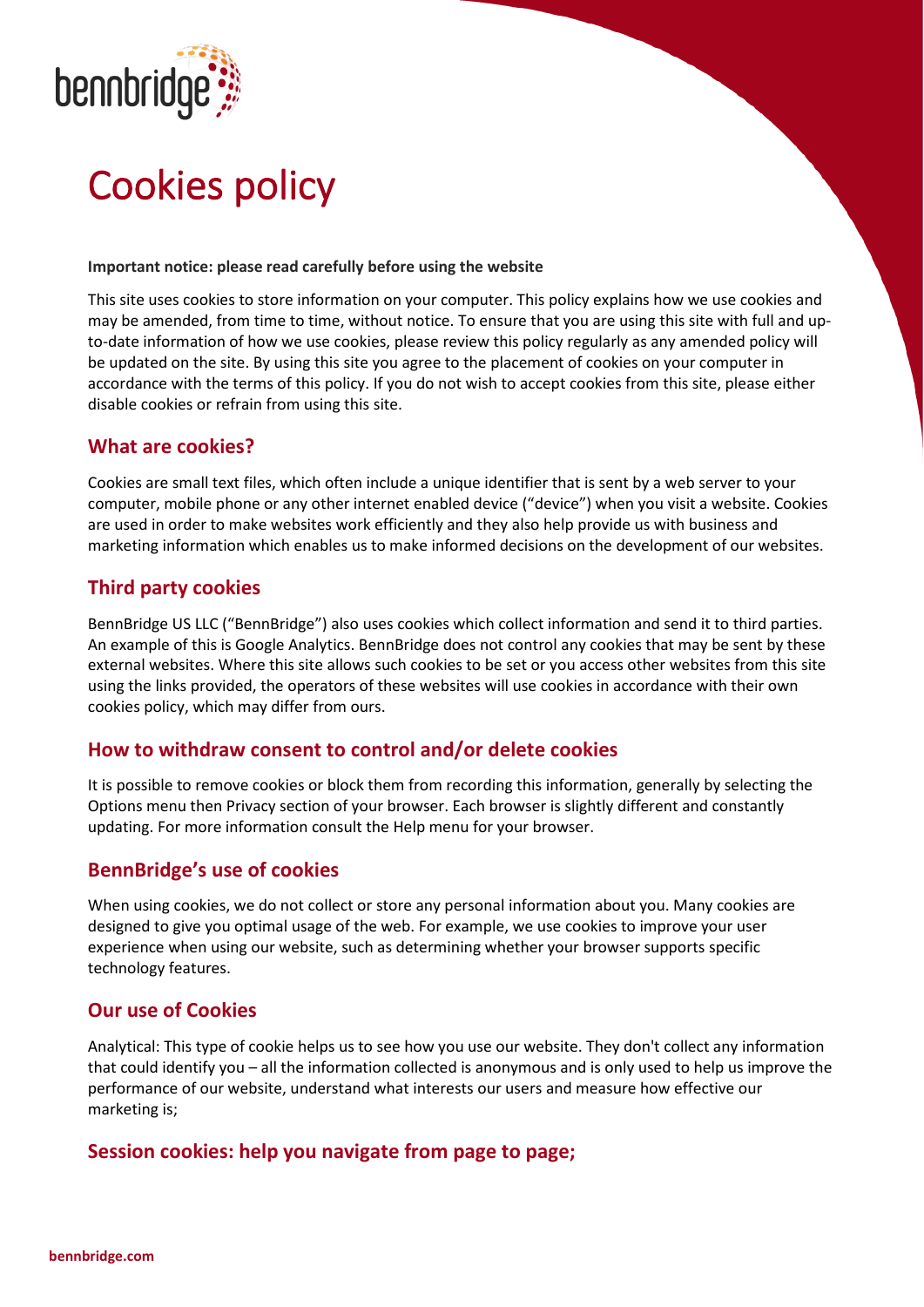# Cookies policy

**Important notice: please read carefully before using the website**

This site uses cookies to store information on your computer. This policy explains how we use cookies and may be amended, from time to time, without notice. To ensure that you are using this site with full and up-to-date information of how we use cookies, please review this policy regularly as any amended policy will be updated on the site. By using this site you agree to the placement of cookies on your computer in accordance with the terms of this policy. If you do not wish to accept cookies from this site, please either disable cookies or refrain from using this site.

## What are cookies?

Cookies are small text files, which often include a unique identifier that is sent by a web server to your computer, mobile phone or any other internet enabled device ("device") when you visit a website. Cookies are used in order to make websites work efficiently and they also help provide us with business and marketing information which enables us to make informed decisions on the development of our websites.

## Third party cookies

BennBridge US LLC ("BennBridge") also uses cookies which collect information and send it to third parties. An example of this is Google Analytics. BennBridge does not control any cookies that may be sent by these external websites. Where this site allows such cookies to be set or you access other websites from this site using the links provided, the operators of these websites will use cookies in accordance with their own cookies policy, which may differ from ours.

## How to withdraw consent to control and/or delete cookies

It is possible to remove cookies or block them from recording this information, generally by selecting the Options menu then Privacy section of your browser. Each browser is slightly different and constantly updating. For more information consult the Help menu for your browser.

## BennBridge's use of cookies

When using cookies, we do not collect or store any personal information about you. Many cookies are designed to give you optimal usage of the web. For example, we use cookies to improve your user experience when using our website, such as determining whether your browser supports specific technology features.

## Our use of Cookies

Analytical: This type of cookie helps us to see how you use our website. They don't collect any information that could identify you – all the information collected is anonymous and is only used to help us improve the performance of our website, understand what interests our users and measure how effective our marketing is;

## Session cookies: help you navigate from page to page;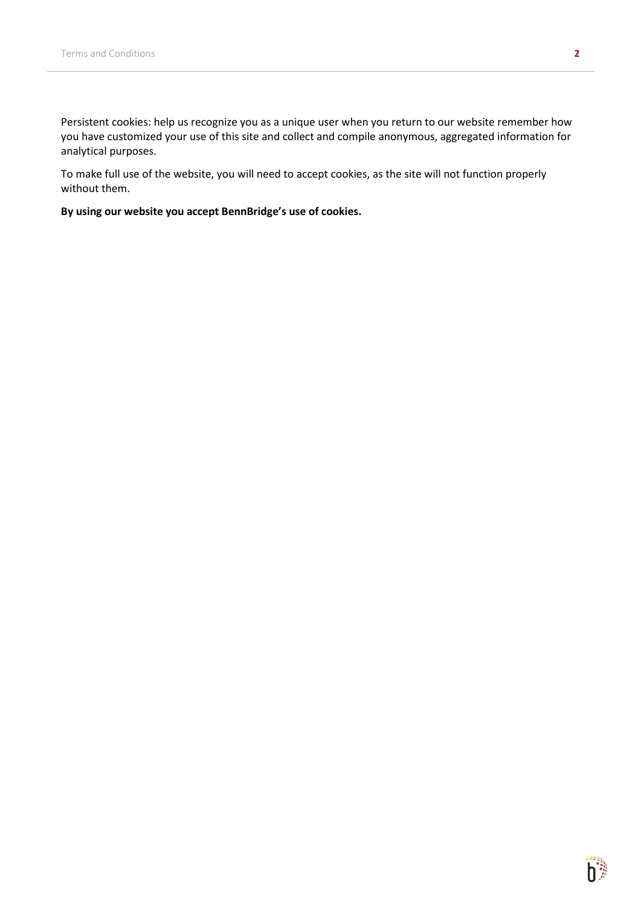Persistent cookies: help us recognize you as a unique user when you return to our website remember how you have customized your use of this site and collect and compile anonymous, aggregated information for analytical purposes.

To make full use of the website, you will need to accept cookies, as the site will not function properly without them.

**By using our website you accept BennBridge's use of cookies.**